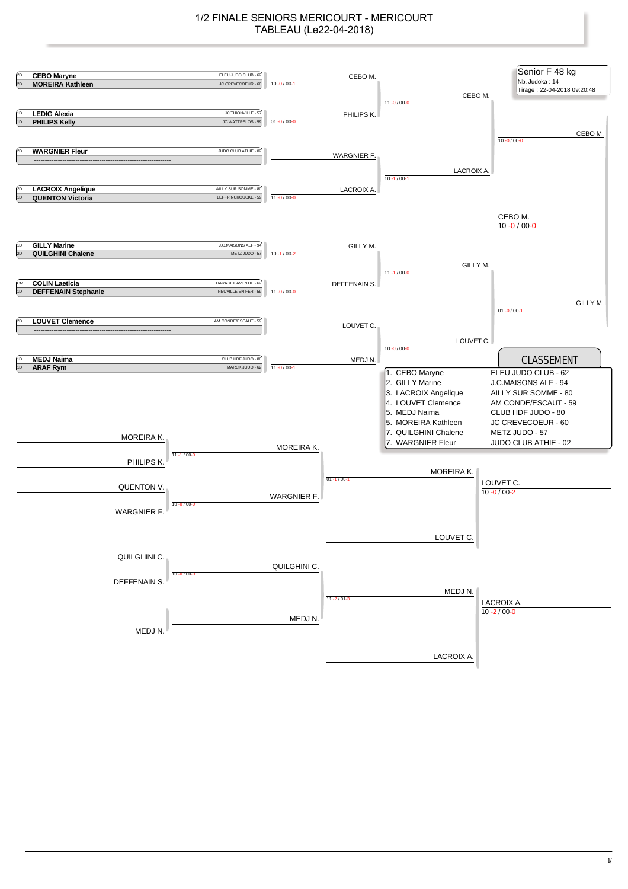# 1/2 FINALE SENIORS MERICOURT - MERICOURT
## TABLEAU (Le22-04-2018)

**Senior F 48 kg**
Nb. Judoka : 14
Tirage : 22-04-2018 09:20:48

### Tableau principal

| Grade | Nom | Club | Score | Vainqueur |
|---|---|---|---|---|
| 2D | **CEBO Maryne** | ELEU JUDO CLUB - 62 | 10 -0 / 00-1 | CEBO M. |
| 2D | **MOREIRA Kathleen** | JC CREVECOEUR - 60 | | |
| 1D | **LEDIG Alexia** | JC THIONVILLE - 57 | 01 -0 / 00-0 | PHILIPS K. |
| 1D | **PHILIPS Kelly** | JC WATTRELOS - 59 | | |
| 2D | **WARGNIER Fleur** | JUDO CLUB ATHIE - 02 | | WARGNIER F. |
| | ------------------------------------------------------------ | | | |
| 2D | **LACROIX Angelique** | AILLY SUR SOMME - 80 | 11 -0 / 00-0 | LACROIX A. |
| 1D | **QUENTON Victoria** | LEFFRINCKOUCKE - 59 | | |
| 1D | **GILLY Marine** | J.C.MAISONS ALF - 94 | 10 -1 / 00-2 | GILLY M. |
| 2D | **QUILGHINI Chalene** | METZ JUDO - 57 | | |
| CM | **COLIN Laeticia** | HARAGEILAVENTIE - 62 | 11 -0 / 00-0 | DEFFENAIN S. |
| 1D | **DEFFENAIN Stephanie** | NEUVILLE EN FER - 59 | | |
| 2D | **LOUVET Clemence** | AM CONDE/ESCAUT - 59 | | LOUVET C. |
| | ------------------------------------------------------------ | | | |
| 1D | **MEDJ Naima** | CLUB HDF JUDO - 80 | 11 -0 / 00-1 | MEDJ N. |
| 1D | **ARAF Rym** | MARCK JUDO - 62 | | |

Quarts de finale :
- CEBO M. / PHILIPS K. : 11 -0 / 00-0 → CEBO M.
- WARGNIER F. / LACROIX A. : 10 -1 / 00-1 → LACROIX A.
- GILLY M. / DEFFENAIN S. : 11 -1 / 00-0 → GILLY M.
- LOUVET C. / MEDJ N. : 10 -0 / 00-0 → LOUVET C.

Demi-finales :
- CEBO M. / LACROIX A. : 10 -0 / 00-0 → CEBO M.
- GILLY M. / LOUVET C. : 01 -0 / 00-1 → GILLY M.

Finale :
- CEBO M. / GILLY M. : 10 -0 / 00-0 → **CEBO M.**

### Repêchages

- MOREIRA K. / PHILIPS K. : 11 -1 / 00-0 → MOREIRA K.
- QUENTON V. / WARGNIER F. : 10 -0 / 00-0 → WARGNIER F.
- MOREIRA K. / WARGNIER F. : 01 -1 / 00-1 → MOREIRA K.
- MOREIRA K. / LOUVET C. : 10 -0 / 00-2 → **LOUVET C.**
- QUILGHINI C. / DEFFENAIN S. : 10 -0 / 00-0 → QUILGHINI C.
- MEDJ N. (exempt) → MEDJ N.
- QUILGHINI C. / MEDJ N. : 11 -2 / 01-3 → MEDJ N.
- MEDJ N. / LACROIX A. : 10 -2 / 00-0 → **LACROIX A.**

### CLASSEMENT

| Rang | Nom | Club |
|---|---|---|
| 1. | CEBO Maryne | ELEU JUDO CLUB - 62 |
| 2. | GILLY Marine | J.C.MAISONS ALF - 94 |
| 3. | LACROIX Angelique | AILLY SUR SOMME - 80 |
| 4. | LOUVET Clemence | AM CONDE/ESCAUT - 59 |
| 5. | MEDJ Naima | CLUB HDF JUDO - 80 |
| 5. | MOREIRA Kathleen | JC CREVECOEUR - 60 |
| 7. | QUILGHINI Chalene | METZ JUDO - 57 |
| 7. | WARGNIER Fleur | JUDO CLUB ATHIE - 02 |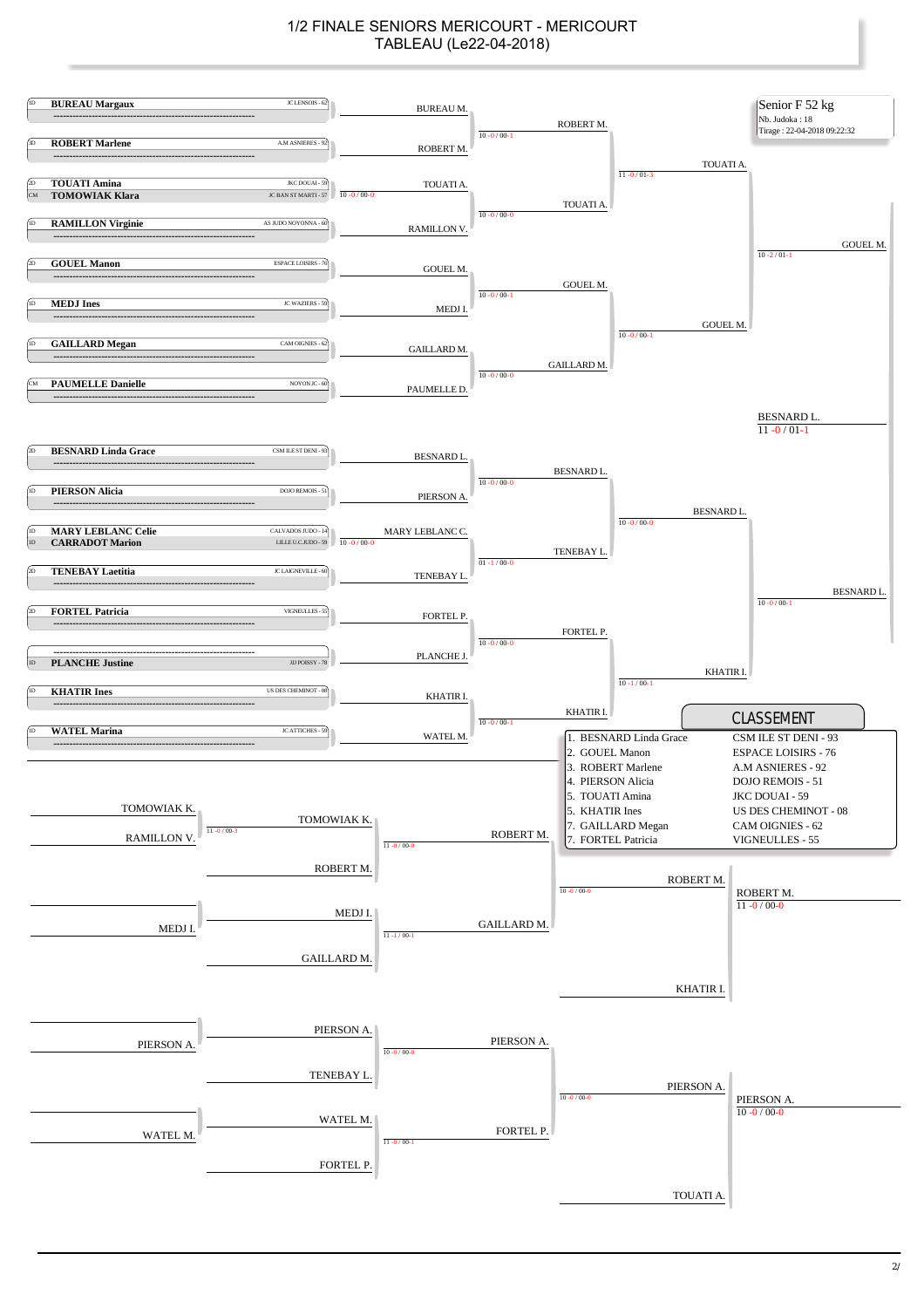# 1/2 FINALE SENIORS MERICOURT - MERICOURT
## TABLEAU (Le22-04-2018)

**Senior F 52 kg**
Nb. Judoka : 18
Tirage : 22-04-2018 09:22:32

### Tableau principal

| Grade | Judoka | Club |
|---|---|---|
| 1D | **BUREAU Margaux** | JC LENSOIS - 62 |
| 3D | **ROBERT Marlene** | A.M ASNIERES - 92 |
| 2D | **TOUATI Amina** | JKC DOUAI - 59 |
| CM | **TOMOWIAK Klara** | JC BAN ST MARTI - 57 |
| 1D | **RAMILLON Virginie** | AS JUDO NOYONNA - 60 |
| 2D | **GOUEL Manon** | ESPACE LOISIRS - 76 |
| 1D | **MEDJ Ines** | JC WAZIERS - 59 |
| 1D | **GAILLARD Megan** | CAM OIGNIES - 62 |
| CM | **PAUMELLE Danielle** | NOYON JC - 60 |
| 2D | **BESNARD Linda Grace** | CSM ILE ST DENI - 93 |
| 1D | **PIERSON Alicia** | DOJO REMOIS - 51 |
| 1D | **MARY LEBLANC Celie** | CALVADOS JUDO - 14 |
| 1D | **CARRADOT Marion** | LILLE U.C.JUDO - 59 |
| 2D | **TENEBAY Laetitia** | JC LAIGNEVILLE - 60 |
| 2D | **FORTEL Patricia** | VIGNEULLES - 55 |
| 1D | **PLANCHE Justine** | JJJ POISSY - 78 |
| 1D | **KHATIR Ines** | US DES CHEMINOT - 08 |
| 1D | **WATEL Marina** | JC ATTICHES - 59 |

**Tour préliminaire :** TOUATI A. bat TOMOWIAK K. (10 -0 / 00-0) ; MARY LEBLANC C. bat CARRADOT M. (10 -0 / 00-0)

**1er tour :**
- BUREAU M. – ROBERT M. → ROBERT M. (10 -0 / 00-1)
- TOUATI A. – RAMILLON V. → TOUATI A. (10 -0 / 00-0)
- GOUEL M. – MEDJ I. → GOUEL M. (10 -0 / 00-1)
- GAILLARD M. – PAUMELLE D. → GAILLARD M. (10 -0 / 00-0)
- BESNARD L. – PIERSON A. → BESNARD L. (10 -0 / 00-0)
- MARY LEBLANC C. – TENEBAY L. → TENEBAY L. (01 -1 / 00-0)
- FORTEL P. – PLANCHE J. → FORTEL P. (10 -0 / 00-0)
- KHATIR I. – WATEL M. → KHATIR I. (10 -0 / 00-1)

**Quarts de finale :**
- ROBERT M. – TOUATI A. → TOUATI A. (11 -0 / 01-3)
- GOUEL M. – GAILLARD M. → GOUEL M. (10 -0 / 00-1)
- BESNARD L. – TENEBAY L. → BESNARD L. (10 -0 / 00-0)
- FORTEL P. – KHATIR I. → KHATIR I. (10 -1 / 00-1)

**Demi-finales :**
- TOUATI A. – GOUEL M. → GOUEL M. (10 -2 / 01-1)
- BESNARD L. – KHATIR I. → BESNARD L. (10 -0 / 00-1)

**Finale :** GOUEL M. – BESNARD L. → BESNARD L. (11 -0 / 01-1)

### Repêchages

- TOMOWIAK K. – RAMILLON V. → TOMOWIAK K. (11 -0 / 00-3)
- TOMOWIAK K. – ROBERT M. → ROBERT M. (11 -0 / 00-0)
- MEDJ I. – GAILLARD M. → GAILLARD M. (11 -1 / 00-1)
- ROBERT M. – GAILLARD M. → ROBERT M. (10 -0 / 00-0)
- ROBERT M. – KHATIR I. → ROBERT M. (11 -0 / 00-0)
- PIERSON A. – TENEBAY L. → PIERSON A. (10 -0 / 00-0)
- WATEL M. – FORTEL P. → FORTEL P. (11 -0 / 00-1)
- PIERSON A. – FORTEL P. → PIERSON A. (10 -0 / 00-0)
- PIERSON A. – TOUATI A. → PIERSON A. (10 -0 / 00-0)

### CLASSEMENT

| Place | Judoka | Club |
|---|---|---|
| 1. | BESNARD Linda Grace | CSM ILE ST DENI - 93 |
| 2. | GOUEL Manon | ESPACE LOISIRS - 76 |
| 3. | ROBERT Marlene | A.M ASNIERES - 92 |
| 4. | PIERSON Alicia | DOJO REMOIS - 51 |
| 5. | TOUATI Amina | JKC DOUAI - 59 |
| 5. | KHATIR Ines | US DES CHEMINOT - 08 |
| 7. | GAILLARD Megan | CAM OIGNIES - 62 |
| 7. | FORTEL Patricia | VIGNEULLES - 55 |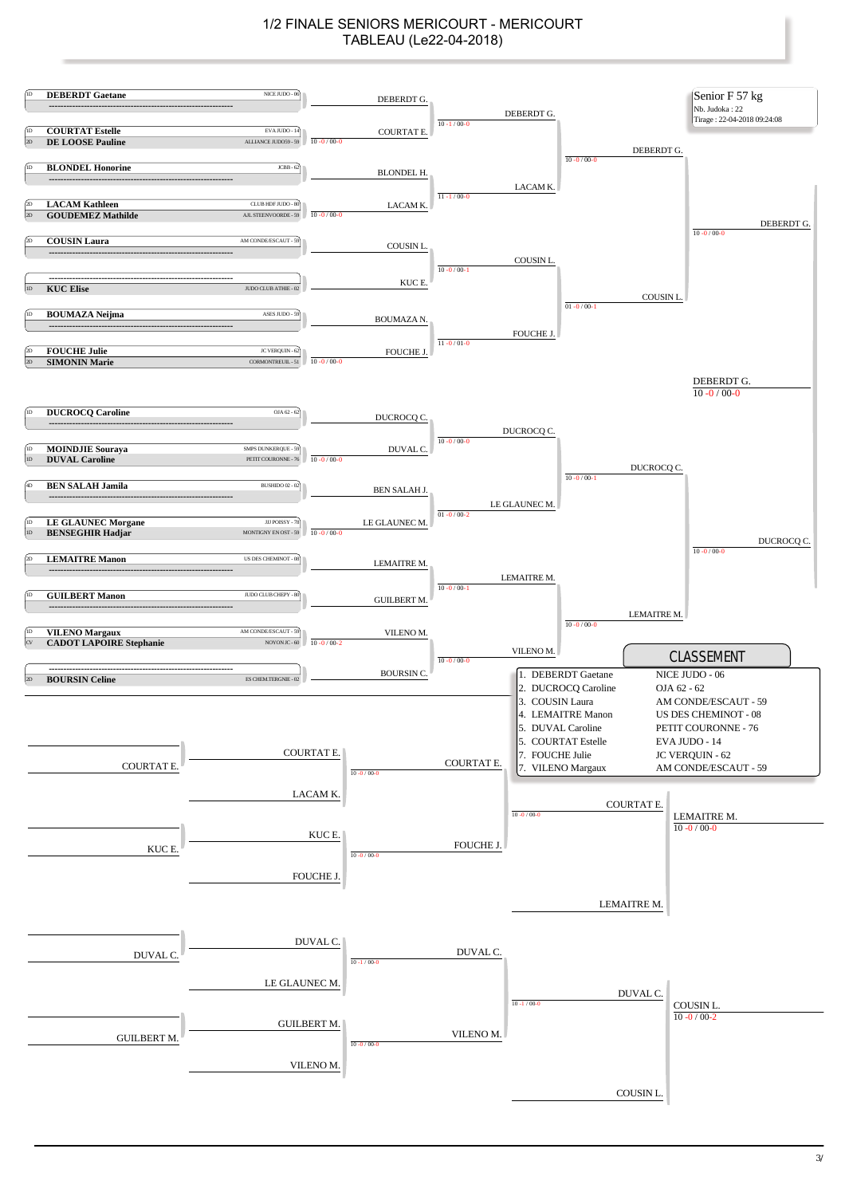# 1/2 FINALE SENIORS MERICOURT - MERICOURT

## TABLEAU (Le22-04-2018)

**Senior F 57 kg**
Nb. Judoka : 22
Tirage : 22-04-2018 09:24:08

### Tableau principal

| Grade | Nom | Club |
|---|---|---|
| 1D | DEBERDT Gaetane | NICE JUDO - 06 |
| 1D | COURTAT Estelle | EVA JUDO - 14 |
| 2D | DE LOOSE Pauline | ALLIANCE JUDO59 - 59 |
| 1D | BLONDEL Honorine | JCBB - 62 |
| 2D | LACAM Kathleen | CLUB HDF JUDO - 80 |
| 2D | GOUDEMEZ Mathilde | AJL STEENVOORDE - 59 |
| 2D | COUSIN Laura | AM CONDE/ESCAUT - 59 |
| 1D | KUC Elise | JUDO CLUB ATHIE - 02 |
| 1D | BOUMAZA Neijma | ASES JUDO - 59 |
| 2D | FOUCHE Julie | JC VERQUIN - 62 |
| 2D | SIMONIN Marie | CORMONTREUIL - 51 |
| 1D | DUCROCQ Caroline | OJA 62 - 62 |
| 1D | MOINDJIE Souraya | SMPS DUNKERQUE - 59 |
| 1D | DUVAL Caroline | PETIT COURONNE - 76 |
| 4D | BEN SALAH Jamila | BUSHIDO 02 - 02 |
| 1D | LE GLAUNEC Morgane | JJJ POISSY - 78 |
| 1D | BENSEGHIR Hadjar | MONTIGNY EN OST - 59 |
| 2D | LEMAITRE Manon | US DES CHEMINOT - 08 |
| 1D | GUILBERT Manon | JUDO CLUB CHEPY - 80 |
| 1D | VILENO Margaux | AM CONDE/ESCAUT - 59 |
| CV | CADOT LAPOIRE Stephanie | NOYON JC - 60 |
| 2D | BOURSIN Celine | ES CHEM.TERGNIE - 02 |

**1er tour**

- COURTAT E. bat DE LOOSE P. (10 -0 / 00-0)
- LACAM K. bat GOUDEMEZ M. (10 -0 / 00-0)
- FOUCHE J. bat SIMONIN M. (10 -0 / 00-0)
- DUVAL C. bat MOINDJIE S. (10 -0 / 00-0)
- LE GLAUNEC M. bat BENSEGHIR H. (10 -0 / 00-0)
- VILENO M. bat CADOT LAPOIRE S. (10 -0 / 00-2)

**2e tour**

- DEBERDT G. – COURTAT E. : DEBERDT G. (10 -1 / 00-0)
- BLONDEL H. – LACAM K. : LACAM K. (11 -1 / 00-0)
- COUSIN L. – KUC E. : COUSIN L. (10 -0 / 00-1)
- BOUMAZA N. – FOUCHE J. : FOUCHE J. (11 -0 / 01-0)
- DUCROCQ C. – DUVAL C. : DUCROCQ C. (10 -0 / 00-0)
- BEN SALAH J. – LE GLAUNEC M. : LE GLAUNEC M. (01 -0 / 00-2)
- LEMAITRE M. – GUILBERT M. : LEMAITRE M. (10 -0 / 00-1)
- VILENO M. – BOURSIN C. : VILENO M. (10 -0 / 00-0)

**Quarts de finale**

- DEBERDT G. – LACAM K. : DEBERDT G. (10 -0 / 00-0)
- COUSIN L. – FOUCHE J. : COUSIN L. (01 -0 / 00-1)
- DUCROCQ C. – LE GLAUNEC M. : DUCROCQ C. (10 -0 / 00-1)
- LEMAITRE M. – VILENO M. : LEMAITRE M. (10 -0 / 00-0)

**Demi-finales**

- DEBERDT G. – COUSIN L. : DEBERDT G. (10 -0 / 00-0)
- DUCROCQ C. – LEMAITRE M. : DUCROCQ C. (10 -0 / 00-0)

**Finale**

- DEBERDT G. – DUCROCQ C. : DEBERDT G. (10 -0 / 00-0)

### Repêchages

- COURTAT E. – LACAM K. : COURTAT E. (10 -0 / 00-0)
- KUC E. – FOUCHE J. : FOUCHE J. (10 -0 / 00-0)
- COURTAT E. – FOUCHE J. : COURTAT E. (10 -0 / 00-0)
- COURTAT E. – LEMAITRE M. : LEMAITRE M. (10 -0 / 00-0)
- DUVAL C. – LE GLAUNEC M. : DUVAL C. (10 -1 / 00-0)
- GUILBERT M. – VILENO M. : VILENO M. (10 -0 / 00-0)
- DUVAL C. – VILENO M. : DUVAL C. (10 -1 / 00-0)
- DUVAL C. – COUSIN L. : COUSIN L. (10 -0 / 00-2)

### CLASSEMENT

| Place | Nom | Club |
|---|---|---|
| 1. | DEBERDT Gaetane | NICE JUDO - 06 |
| 2. | DUCROCQ Caroline | OJA 62 - 62 |
| 3. | COUSIN Laura | AM CONDE/ESCAUT - 59 |
| 4. | LEMAITRE Manon | US DES CHEMINOT - 08 |
| 5. | DUVAL Caroline | PETIT COURONNE - 76 |
| 5. | COURTAT Estelle | EVA JUDO - 14 |
| 7. | FOUCHE Julie | JC VERQUIN - 62 |
| 7. | VILENO Margaux | AM CONDE/ESCAUT - 59 |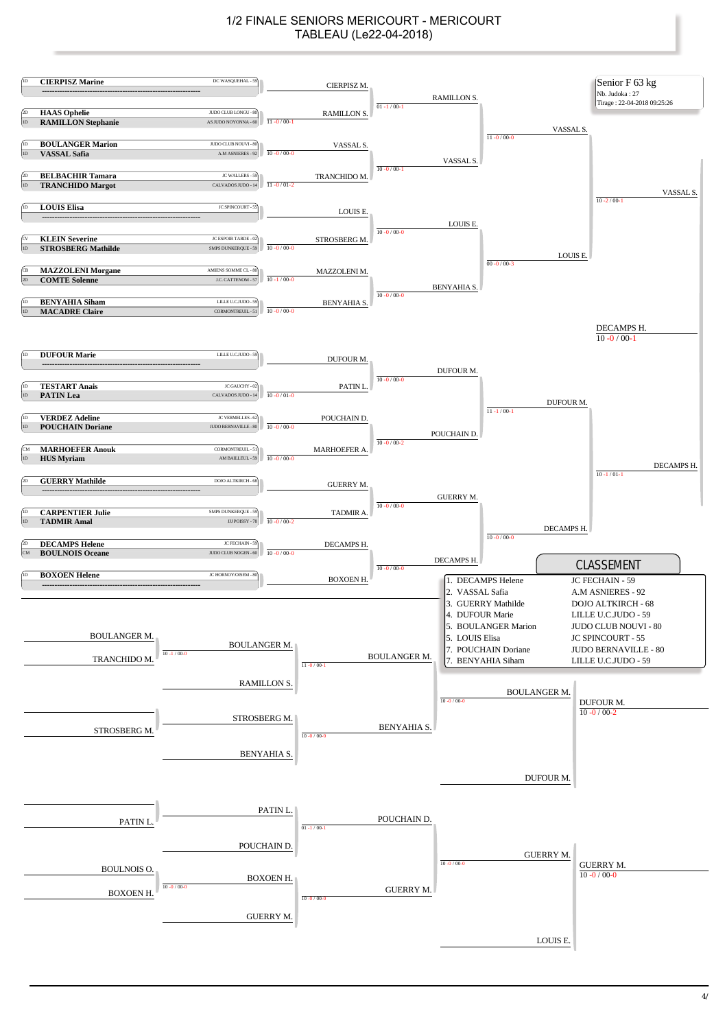# 1/2 FINALE SENIORS MERICOURT - MERICOURT
## TABLEAU (Le22-04-2018)

**Senior F 63 kg**
Nb. Judoka : 27
Tirage : 22-04-2018 09:25:26

### Tableau principal

| Grade | Nom | Club |
|---|---|---|
| 1D | CIERPISZ Marine | DC WASQUEHAL - 59 |
| | ------------------------------------------------ | |
| 2D | HAAS Ophelie | JUDO CLUB LONGU - 80 |
| 1D | RAMILLON Stephanie | AS JUDO NOYONNA - 60 |
| 1D | BOULANGER Marion | JUDO CLUB NOUVI - 80 |
| 1D | VASSAL Safia | A.M ASNIERES - 92 |
| 2D | BELBACHIR Tamara | JC WALLERS - 59 |
| 1D | TRANCHIDO Margot | CALVADOS JUDO - 14 |
| 1D | LOUIS Elisa | JC SPINCOURT - 55 |
| | ------------------------------------------------ | |
| CV | KLEIN Severine | JC ESPOIR TARDE - 02 |
| 1D | STROSBERG Mathilde | SMPS DUNKERQUE - 59 |
| CB | MAZZOLENI Morgane | AMIENS SOMME CL - 80 |
| 2D | COMTE Solenne | J.C. CATTENOM - 57 |
| 1D | BENYAHIA Siham | LILLE U.C.JUDO - 59 |
| 1D | MACADRE Claire | CORMONTREUIL - 51 |
| 1D | DUFOUR Marie | LILLE U.C.JUDO - 59 |
| | ------------------------------------------------ | |
| 1D | TESTART Anais | JC GAUCHY - 02 |
| 1D | PATIN Lea | CALVADOS JUDO - 14 |
| 1D | VERDEZ Adeline | JC VERMELLES - 62 |
| 1D | POUCHAIN Doriane | JUDO BERNAVILLE - 80 |
| CM | MARHOEFER Anouk | CORMONTREUIL - 51 |
| 1D | HUS Myriam | AM BAILLEUL - 59 |
| 2D | GUERRY Mathilde | DOJO ALTKIRCH - 68 |
| | ------------------------------------------------ | |
| 1D | CARPENTIER Julie | SMPS DUNKERQUE - 59 |
| 1D | TADMIR Amal | JJJ POISSY - 78 |
| 2D | DECAMPS Helene | JC FECHAIN - 59 |
| CM | BOULNOIS Oceane | JUDO CLUB NOGEN - 60 |
| 1D | BOXOEN Helene | JC HORNOY OISEM - 80 |
| | ------------------------------------------------ | |

**1er tour :**
- CIERPISZ M.
- RAMILLON S. (11 -0 / 00-1)
- VASSAL S. (10 -0 / 00-0)
- TRANCHIDO M. (11 -0 / 01-2)
- LOUIS E.
- STROSBERG M. (10 -0 / 00-0)
- MAZZOLENI M. (10 -1 / 00-0)
- BENYAHIA S. (10 -0 / 00-0)
- DUFOUR M.
- PATIN L. (10 -0 / 01-0)
- POUCHAIN D. (10 -0 / 00-0)
- MARHOEFER A. (10 -0 / 00-0)
- GUERRY M.
- TADMIR A. (10 -0 / 00-2)
- DECAMPS H. (10 -0 / 00-0)
- BOXOEN H.

**2e tour :**
- RAMILLON S. (01 -1 / 00-1)
- VASSAL S. (10 -0 / 00-1)
- LOUIS E. (10 -0 / 00-0)
- BENYAHIA S. (10 -0 / 00-0)
- DUFOUR M. (10 -0 / 00-0)
- POUCHAIN D. (10 -0 / 00-2)
- GUERRY M. (10 -0 / 00-0)
- DECAMPS H. (10 -0 / 00-0)

**Quarts de finale :**
- VASSAL S. (11 -0 / 00-0)
- LOUIS E. (00 -0 / 00-3)
- DUFOUR M. (11 -1 / 00-1)
- DECAMPS H. (10 -0 / 00-0)

**Demi-finales :**
- VASSAL S. (10 -2 / 00-1)
- DECAMPS H. (10 -1 / 01-1)

**Finale :** DECAMPS H. (10 -0 / 00-1)

### Repêchages

- BOULANGER M. / TRANCHIDO M. → BOULANGER M. (10 -1 / 00-0)
- BOULANGER M. / RAMILLON S. → BOULANGER M. (11 -0 / 00-1)
- STROSBERG M. / BENYAHIA S. → BENYAHIA S. (10 -0 / 00-0)
- BOULANGER M. / BENYAHIA S. → BOULANGER M. (10 -0 / 00-0)
- BOULANGER M. / DUFOUR M. → DUFOUR M. (10 -0 / 00-2)
- PATIN L. / POUCHAIN D. → POUCHAIN D. (01 -1 / 00-1)
- BOULNOIS O. / BOXOEN H. → BOXOEN H. (10 -0 / 00-0)
- BOXOEN H. / GUERRY M. → GUERRY M. (10 -0 / 00-0)
- POUCHAIN D. / GUERRY M. → GUERRY M. (10 -0 / 00-0)
- GUERRY M. / LOUIS E. → GUERRY M. (10 -0 / 00-0)

### CLASSEMENT

| Place | Nom | Club |
|---|---|---|
| 1. | DECAMPS Helene | JC FECHAIN - 59 |
| 2. | VASSAL Safia | A.M ASNIERES - 92 |
| 3. | GUERRY Mathilde | DOJO ALTKIRCH - 68 |
| 4. | DUFOUR Marie | LILLE U.C.JUDO - 59 |
| 5. | BOULANGER Marion | JUDO CLUB NOUVI - 80 |
| 5. | LOUIS Elisa | JC SPINCOURT - 55 |
| 7. | POUCHAIN Doriane | JUDO BERNAVILLE - 80 |
| 7. | BENYAHIA Siham | LILLE U.C.JUDO - 59 |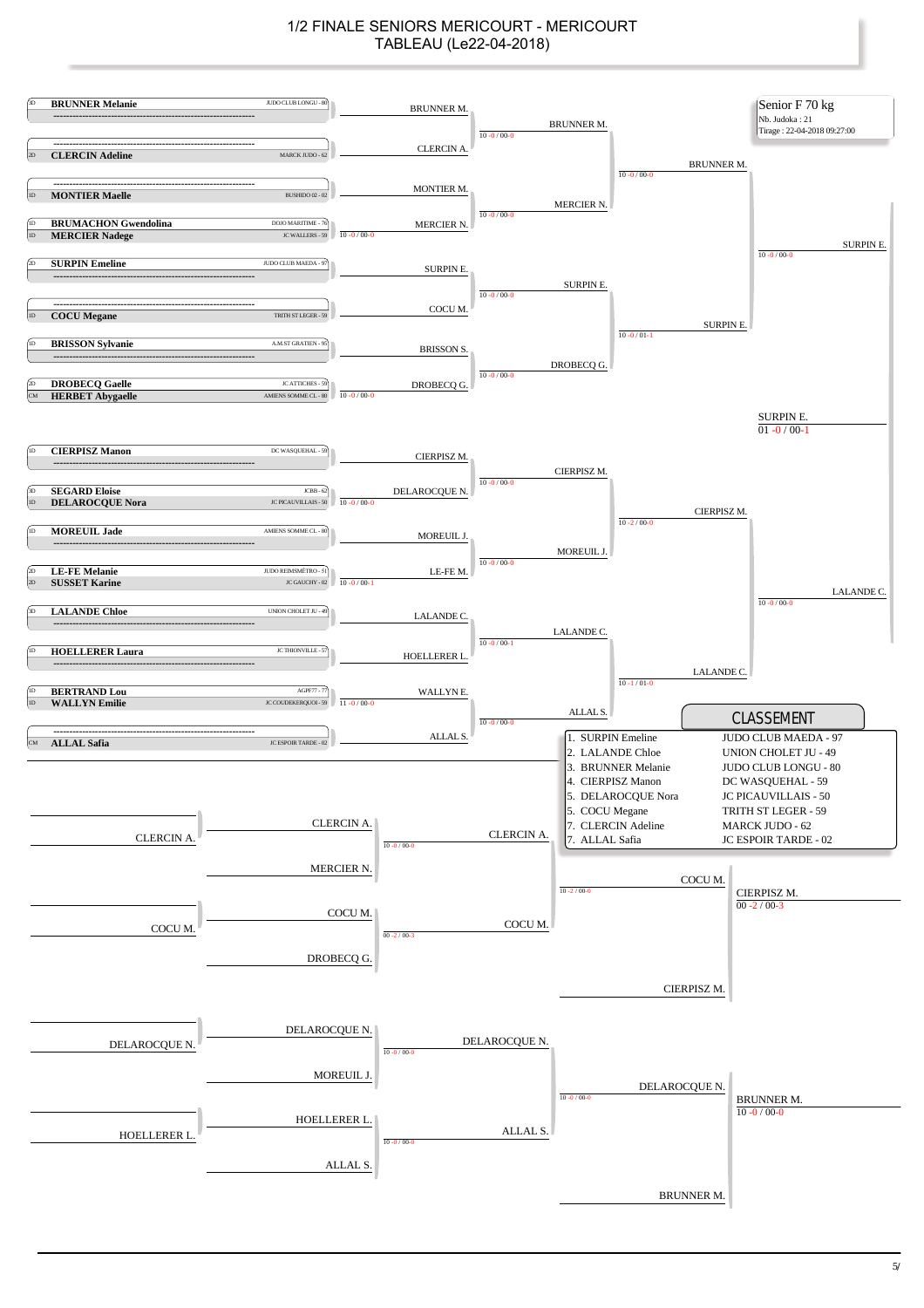# 1/2 FINALE SENIORS MERICOURT - MERICOURT
## TABLEAU (Le22-04-2018)

**Senior F 70 kg**
Nb. Judoka : 21
Tirage : 22-04-2018 09:27:00

### Tableau principal

| Grade | Judoka | Club |
|---|---|---|
| 3D | **BRUNNER Melanie** | JUDO CLUB LONGU - 80 |
| 2D | **CLERCIN Adeline** | MARCK JUDO - 62 |
| 1D | **MONTIER Maelle** | BUSHIDO 02 - 02 |
| 1D | **BRUMACHON Gwendolina** | DOJO MARITIME - 76 |
| 1D | **MERCIER Nadege** | JC WALLERS - 59 |
| 2D | **SURPIN Emeline** | JUDO CLUB MAEDA - 97 |
| 1D | **COCU Megane** | TRITH ST LEGER - 59 |
| 1D | **BRISSON Sylvanie** | A.M.ST GRATIEN - 95 |
| 2D | **DROBECQ Gaelle** | JC ATTICHES - 59 |
| CM | **HERBET Abygaelle** | AMIENS SOMME CL - 80 |
| 1D | **CIERPISZ Manon** | DC WASQUEHAL - 59 |
| 3D | **SEGARD Eloise** | JCBB - 62 |
| 1D | **DELAROCQUE Nora** | JC PICAUVILLAIS - 50 |
| 1D | **MOREUIL Jade** | AMIENS SOMME CL - 80 |
| 2D | **LE-FE Melanie** | JUDO REIMSMETRO - 51 |
| 2D | **SUSSET Karine** | JC GAUCHY - 02 |
| 3D | **LALANDE Chloe** | UNION CHOLET JU - 49 |
| 1D | **HOELLERER Laura** | JC THIONVILLE - 57 |
| 1D | **BERTRAND Lou** | AGPF77 - 77 |
| 1D | **WALLYN Emilie** | JC COUDEKERQUOI - 59 |
| CM | **ALLAL Safia** | JC ESPOIR TARDE - 02 |

**Combats préliminaires :**
- BRUMACHON G. / MERCIER N. → MERCIER N. (10 -0 / 00-0)
- DROBECQ G. / HERBET A. → DROBECQ G. (10 -0 / 00-0)
- SEGARD E. / DELAROCQUE N. → DELAROCQUE N. (10 -0 / 00-0)
- LE-FE M. / SUSSET K. → LE-FE M. (10 -0 / 00-1)
- BERTRAND L. / WALLYN E. → WALLYN E. (11 -0 / 00-0)

**Tour 1 :**
- BRUNNER M. / CLERCIN A. → BRUNNER M. (10 -0 / 00-0)
- MONTIER M. / MERCIER N. → MERCIER N. (10 -0 / 00-0)
- SURPIN E. / COCU M. → SURPIN E. (10 -0 / 00-0)
- BRISSON S. / DROBECQ G. → DROBECQ G. (10 -0 / 00-0)
- CIERPISZ M. / DELAROCQUE N. → CIERPISZ M. (10 -0 / 00-0)
- MOREUIL J. / LE-FE M. → MOREUIL J. (10 -0 / 00-0)
- LALANDE C. / HOELLERER L. → LALANDE C. (10 -0 / 00-1)
- WALLYN E. / ALLAL S. → ALLAL S. (10 -0 / 00-0)

**Quarts de finale :**
- BRUNNER M. / MERCIER N. → BRUNNER M. (10 -0 / 00-0)
- SURPIN E. / DROBECQ G. → SURPIN E. (10 -0 / 01-1)
- CIERPISZ M. / MOREUIL J. → CIERPISZ M. (10 -2 / 00-0)
- LALANDE C. / ALLAL S. → LALANDE C. (10 -1 / 01-0)

**Demi-finales :**
- BRUNNER M. / SURPIN E. → SURPIN E. (10 -0 / 00-0)
- CIERPISZ M. / LALANDE C. → LALANDE C. (10 -0 / 00-0)

**Finale :**
- SURPIN E. / LALANDE C. → SURPIN E. (01 -0 / 00-1)

### Repêchages

- CLERCIN A. / MERCIER N. → CLERCIN A. (10 -0 / 00-0)
- COCU M. / DROBECQ G. → COCU M. (00 -2 / 00-3)
- CLERCIN A. / COCU M. → COCU M. (10 -2 / 00-0)
- COCU M. / CIERPISZ M. → CIERPISZ M. (00 -2 / 00-3)
- DELAROCQUE N. / MOREUIL J. → DELAROCQUE N. (10 -0 / 00-0)
- HOELLERER L. / ALLAL S. → ALLAL S. (10 -0 / 00-0)
- DELAROCQUE N. / ALLAL S. → DELAROCQUE N. (10 -0 / 00-0)
- DELAROCQUE N. / BRUNNER M. → BRUNNER M. (10 -0 / 00-0)

### CLASSEMENT

| Rang | Judoka | Club |
|---|---|---|
| 1. | SURPIN Emeline | JUDO CLUB MAEDA - 97 |
| 2. | LALANDE Chloe | UNION CHOLET JU - 49 |
| 3. | BRUNNER Melanie | JUDO CLUB LONGU - 80 |
| 4. | CIERPISZ Manon | DC WASQUEHAL - 59 |
| 5. | DELAROCQUE Nora | JC PICAUVILLAIS - 50 |
| 5. | COCU Megane | TRITH ST LEGER - 59 |
| 7. | CLERCIN Adeline | MARCK JUDO - 62 |
| 7. | ALLAL Safia | JC ESPOIR TARDE - 02 |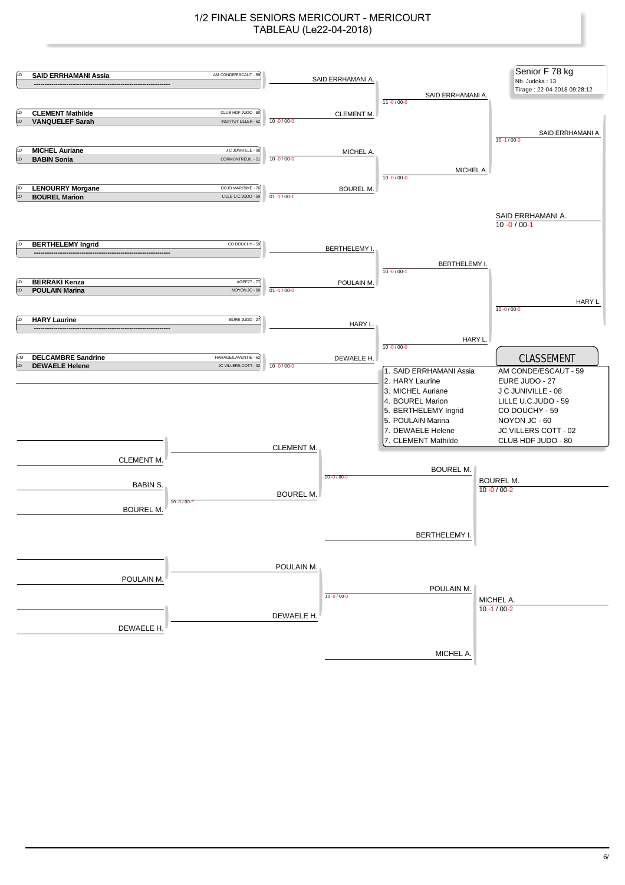# 1/2 FINALE SENIORS MERICOURT - MERICOURT
## TABLEAU (Le22-04-2018)

**Senior F 78 kg**
Nb. Judoka : 13
Tirage : 22-04-2018 09:28:12

### Tableau principal

| Grade | Nom | Club |
|---|---|---|
| 1D | **SAID ERRHAMANI Assia** | AM CONDE/ESCAUT - 59 |
| | ------------------------------------------ | |
| 1D | **CLEMENT Mathilde** | CLUB HDF JUDO - 80 |
| 1D | **VANQUELEF Sarah** | INSTITUT LILLER - 62 |
| 1D | **MICHEL Auriane** | J C JUNIVILLE - 08 |
| 1D | **BABIN Sonia** | CORMONTREUIL - 51 |
| 3D | **LENOURRY Morgane** | DOJO MARITIME - 76 |
| 1D | **BOUREL Marion** | LILLE U.C.JUDO - 59 |
| 1D | **BERTHELEMY Ingrid** | CO DOUCHY - 59 |
| | ------------------------------------------ | |
| 1D | **BERRAKI Kenza** | AGPF77 - 77 |
| 1D | **POULAIN Marina** | NOYON JC - 60 |
| 1D | **HARY Laurine** | EURE JUDO - 27 |
| | ------------------------------------------ | |
| CM | **DELCAMBRE Sandrine** | HARAGEILAVENTIE - 62 |
| 1D | **DEWAELE Helene** | JC VILLERS COTT - 02 |

**Premier tour**
- SAID ERRHAMANI A.
- CLEMENT M. — 10 -0 / 00-0
- MICHEL A. — 10 -0 / 00-0
- BOUREL M. — 01 -1 / 00-1
- BERTHELEMY I.
- POULAIN M. — 01 -1 / 00-0
- HARY L.
- DEWAELE H. — 10 -0 / 00-0

**Quarts de finale**
- SAID ERRHAMANI A. — 11 -0 / 00-0
- MICHEL A. — 10 -0 / 00-0
- BERTHELEMY I. — 10 -0 / 00-1
- HARY L. — 10 -0 / 00-0

**Demi-finales**
- SAID ERRHAMANI A. — 10 -1 / 00-0
- HARY L. — 10 -0 / 00-0

**Finale**
- SAID ERRHAMANI A. — 10 -0 / 00-1

### CLASSEMENT

| Place | Nom | Club |
|---|---|---|
| 1. | SAID ERRHAMANI Assia | AM CONDE/ESCAUT - 59 |
| 2. | HARY Laurine | EURE JUDO - 27 |
| 3. | MICHEL Auriane | J C JUNIVILLE - 08 |
| 4. | BOUREL Marion | LILLE U.C.JUDO - 59 |
| 5. | BERTHELEMY Ingrid | CO DOUCHY - 59 |
| 5. | POULAIN Marina | NOYON JC - 60 |
| 7. | DEWAELE Helene | JC VILLERS COTT - 02 |
| 7. | CLEMENT Mathilde | CLUB HDF JUDO - 80 |

### Repêchages

**Tableau 1**
- CLEMENT M.
- BABIN S. / BOUREL M. → BOUREL M. — 10 -0 / 00-F
- CLEMENT M. / BOUREL M. → BOUREL M. — 10 -0 / 00-0
- BOUREL M. / BERTHELEMY I. → BOUREL M. — 10 -0 / 00-2

**Tableau 2**
- POULAIN M.
- DEWAELE H.
- POULAIN M. / DEWAELE H. → POULAIN M. — 10 -0 / 00-0
- POULAIN M. / MICHEL A. → MICHEL A. — 10 -1 / 00-2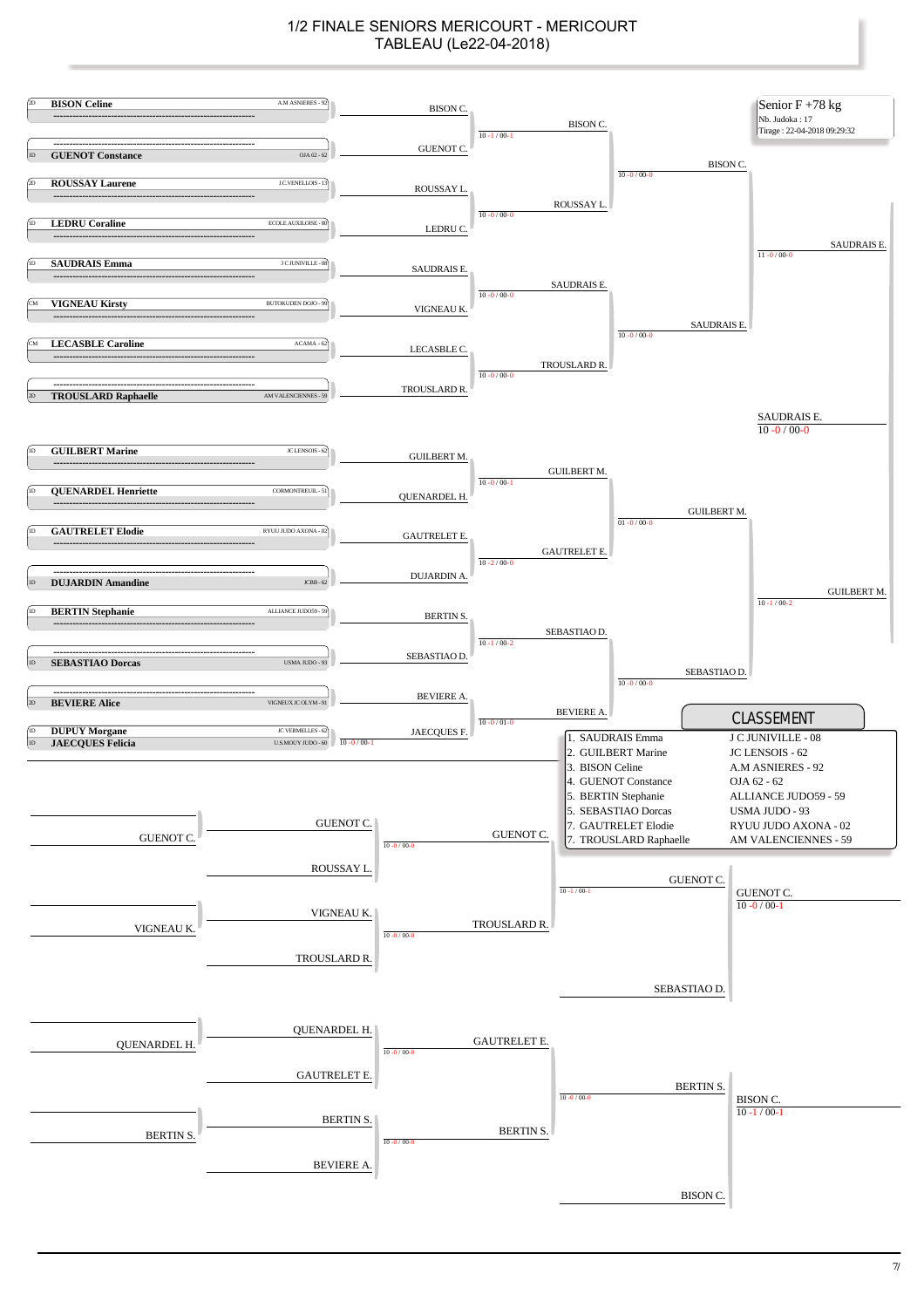# 1/2 FINALE SENIORS MERICOURT - MERICOURT
## TABLEAU (Le22-04-2018)

Senior F +78 kg
Nb. Judoka : 17
Tirage : 22-04-2018 09:29:32

### Tableau principal

| Grade | Nom | Club |
|---|---|---|
| 2D | BISON Celine | A.M ASNIERES - 92 |
| 1D | GUENOT Constance | OJA 62 - 62 |
| 2D | ROUSSAY Laurene | J.C.VENELLOIS - 13 |
| 1D | LEDRU Coraline | ECOLE AUXILOISE - 80 |
| 1D | SAUDRAIS Emma | J C JUNIVILLE - 08 |
| CM | VIGNEAU Kirsty | BUTOKUDEN DOJO - 99 |
| CM | LECASBLE Caroline | ACAMA - 62 |
| 2D | TROUSLARD Raphaelle | AM VALENCIENNES - 59 |
| 1D | GUILBERT Marine | JC LENSOIS - 62 |
| 1D | QUENARDEL Henriette | CORMONTREUIL - 51 |
| 1D | GAUTRELET Elodie | RYUU JUDO AXONA - 02 |
| 1D | DUJARDIN Amandine | JCBB - 62 |
| 1D | BERTIN Stephanie | ALLIANCE JUDO59 - 59 |
| 1D | SEBASTIAO Dorcas | USMA JUDO - 93 |
| 2D | BEVIERE Alice | VIGNEUX JC OLYM - 91 |
| 1D | DUPUY Morgane | JC VERMELLES - 62 |
| 1D | JAECQUES Felicia | U.S.MOUY JUDO - 60 |

Barrage : DUPUY Morgane / JAECQUES Felicia — 10 -0 / 00-1 → JAECQUES F.

1er tour :
- BISON C. / GUENOT C. — 10 -1 / 00-1 → BISON C.
- ROUSSAY L. / LEDRU C. — 10 -0 / 00-0 → ROUSSAY L.
- SAUDRAIS E. / VIGNEAU K. — 10 -0 / 00-0 → SAUDRAIS E.
- LECASBLE C. / TROUSLARD R. — 10 -0 / 00-0 → TROUSLARD R.
- GUILBERT M. / QUENARDEL H. — 10 -0 / 00-1 → GUILBERT M.
- GAUTRELET E. / DUJARDIN A. — 10 -2 / 00-0 → GAUTRELET E.
- BERTIN S. / SEBASTIAO D. — 10 -1 / 00-2 → SEBASTIAO D.
- BEVIERE A. / JAECQUES F. — 10 -0 / 01-0 → BEVIERE A.

Quarts :
- BISON C. / ROUSSAY L. — 10 -0 / 00-0 → BISON C.
- SAUDRAIS E. / TROUSLARD R. — 10 -0 / 00-0 → SAUDRAIS E.
- GUILBERT M. / GAUTRELET E. — 01 -0 / 00-0 → GUILBERT M.
- SEBASTIAO D. / BEVIERE A. — 10 -0 / 00-0 → SEBASTIAO D.

Demi-finales :
- BISON C. / SAUDRAIS E. — 11 -0 / 00-0 → SAUDRAIS E.
- GUILBERT M. / SEBASTIAO D. — 10 -1 / 00-2 → GUILBERT M.

Finale : SAUDRAIS E. / GUILBERT M. — SAUDRAIS E. 10 -0 / 00-0

### Repêchages

- GUENOT C. / ROUSSAY L. — 10 -0 / 00-0 → GUENOT C.
- VIGNEAU K. / TROUSLARD R. — 10 -0 / 00-0 → TROUSLARD R.
- GUENOT C. / TROUSLARD R. — 10 -1 / 00-1 → GUENOT C.
- GUENOT C. / SEBASTIAO D. — GUENOT C. 10 -0 / 00-1
- QUENARDEL H. / GAUTRELET E. — 10 -0 / 00-0 → GAUTRELET E.
- BERTIN S. / BEVIERE A. — 10 -0 / 00-0 → BERTIN S.
- GAUTRELET E. / BERTIN S. — 10 -0 / 00-0 → BERTIN S.
- BERTIN S. / BISON C. — BISON C. 10 -1 / 00-1

### CLASSEMENT

| Place | Nom | Club |
|---|---|---|
| 1. | SAUDRAIS Emma | J C JUNIVILLE - 08 |
| 2. | GUILBERT Marine | JC LENSOIS - 62 |
| 3. | BISON Celine | A.M ASNIERES - 92 |
| 4. | GUENOT Constance | OJA 62 - 62 |
| 5. | BERTIN Stephanie | ALLIANCE JUDO59 - 59 |
| 5. | SEBASTIAO Dorcas | USMA JUDO - 93 |
| 7. | GAUTRELET Elodie | RYUU JUDO AXONA - 02 |
| 7. | TROUSLARD Raphaelle | AM VALENCIENNES - 59 |